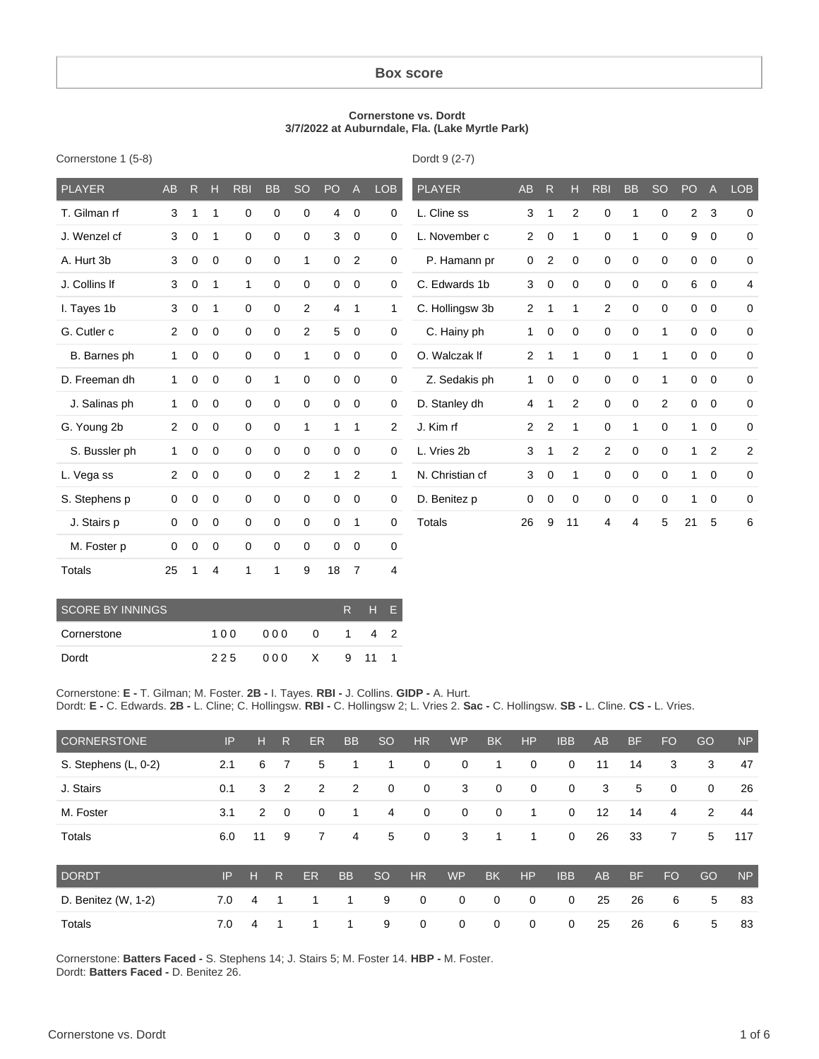## Box score

**Cornerstone vs. Dordt**
**3/7/2022 at Auburndale, Fla. (Lake Myrtle Park)**

Cornerstone 1 (5-8)

| PLAYER | AB | R | H | RBI | BB | SO | PO | A | LOB |
|---|---|---|---|---|---|---|---|---|---|
| T. Gilman rf | 3 | 1 | 1 | 0 | 0 | 0 | 4 | 0 | 0 |
| J. Wenzel cf | 3 | 0 | 1 | 0 | 0 | 0 | 3 | 0 | 0 |
| A. Hurt 3b | 3 | 0 | 0 | 0 | 0 | 1 | 0 | 2 | 0 |
| J. Collins lf | 3 | 0 | 1 | 1 | 0 | 0 | 0 | 0 | 0 |
| I. Tayes 1b | 3 | 0 | 1 | 0 | 0 | 2 | 4 | 1 | 1 |
| G. Cutler c | 2 | 0 | 0 | 0 | 0 | 2 | 5 | 0 | 0 |
| B. Barnes ph | 1 | 0 | 0 | 0 | 0 | 1 | 0 | 0 | 0 |
| D. Freeman dh | 1 | 0 | 0 | 0 | 1 | 0 | 0 | 0 | 0 |
| J. Salinas ph | 1 | 0 | 0 | 0 | 0 | 0 | 0 | 0 | 0 |
| G. Young 2b | 2 | 0 | 0 | 0 | 0 | 1 | 1 | 1 | 2 |
| S. Bussler ph | 1 | 0 | 0 | 0 | 0 | 0 | 0 | 0 | 0 |
| L. Vega ss | 2 | 0 | 0 | 0 | 0 | 2 | 1 | 2 | 1 |
| S. Stephens p | 0 | 0 | 0 | 0 | 0 | 0 | 0 | 0 | 0 |
| J. Stairs p | 0 | 0 | 0 | 0 | 0 | 0 | 0 | 1 | 0 |
| M. Foster p | 0 | 0 | 0 | 0 | 0 | 0 | 0 | 0 | 0 |
| Totals | 25 | 1 | 4 | 1 | 1 | 9 | 18 | 7 | 4 |

Dordt 9 (2-7)

| PLAYER | AB | R | H | RBI | BB | SO | PO | A | LOB |
|---|---|---|---|---|---|---|---|---|---|
| L. Cline ss | 3 | 1 | 2 | 0 | 1 | 0 | 2 | 3 | 0 |
| L. November c | 2 | 0 | 1 | 0 | 1 | 0 | 9 | 0 | 0 |
| P. Hamann pr | 0 | 2 | 0 | 0 | 0 | 0 | 0 | 0 | 0 |
| C. Edwards 1b | 3 | 0 | 0 | 0 | 0 | 0 | 6 | 0 | 4 |
| C. Hollingsw 3b | 2 | 1 | 1 | 2 | 0 | 0 | 0 | 0 | 0 |
| C. Hainy ph | 1 | 0 | 0 | 0 | 0 | 1 | 0 | 0 | 0 |
| O. Walczak lf | 2 | 1 | 1 | 0 | 1 | 1 | 0 | 0 | 0 |
| Z. Sedakis ph | 1 | 0 | 0 | 0 | 0 | 1 | 0 | 0 | 0 |
| D. Stanley dh | 4 | 1 | 2 | 0 | 0 | 2 | 0 | 0 | 0 |
| J. Kim rf | 2 | 2 | 1 | 0 | 1 | 0 | 1 | 0 | 0 |
| L. Vries 2b | 3 | 1 | 2 | 2 | 0 | 0 | 1 | 2 | 2 |
| N. Christian cf | 3 | 0 | 1 | 0 | 0 | 0 | 1 | 0 | 0 |
| D. Benitez p | 0 | 0 | 0 | 0 | 0 | 0 | 1 | 0 | 0 |
| Totals | 26 | 9 | 11 | 4 | 4 | 5 | 21 | 5 | 6 |

| SCORE BY INNINGS | | | | R | H | E |
|---|---|---|---|---|---|---|
| Cornerstone | 100 | 000 | 0 | 1 | 4 | 2 |
| Dordt | 225 | 000 | X | 9 | 11 | 1 |

Cornerstone: **E -** T. Gilman; M. Foster. **2B -** I. Tayes. **RBI -** J. Collins. **GIDP -** A. Hurt.
Dordt: **E -** C. Edwards. **2B -** L. Cline; C. Hollingsw. **RBI -** C. Hollingsw 2; L. Vries 2. **Sac -** C. Hollingsw. **SB -** L. Cline. **CS -** L. Vries.

| CORNERSTONE | IP | H | R | ER | BB | SO | HR | WP | BK | HP | IBB | AB | BF | FO | GO | NP |
|---|---|---|---|---|---|---|---|---|---|---|---|---|---|---|---|---|
| S. Stephens (L, 0-2) | 2.1 | 6 | 7 | 5 | 1 | 1 | 0 | 0 | 1 | 0 | 0 | 11 | 14 | 3 | 3 | 47 |
| J. Stairs | 0.1 | 3 | 2 | 2 | 2 | 0 | 0 | 3 | 0 | 0 | 0 | 3 | 5 | 0 | 0 | 26 |
| M. Foster | 3.1 | 2 | 0 | 0 | 1 | 4 | 0 | 0 | 0 | 1 | 0 | 12 | 14 | 4 | 2 | 44 |
| Totals | 6.0 | 11 | 9 | 7 | 4 | 5 | 0 | 3 | 1 | 1 | 0 | 26 | 33 | 7 | 5 | 117 |

| DORDT | IP | H | R | ER | BB | SO | HR | WP | BK | HP | IBB | AB | BF | FO | GO | NP |
|---|---|---|---|---|---|---|---|---|---|---|---|---|---|---|---|---|
| D. Benitez (W, 1-2) | 7.0 | 4 | 1 | 1 | 1 | 9 | 0 | 0 | 0 | 0 | 0 | 25 | 26 | 6 | 5 | 83 |
| Totals | 7.0 | 4 | 1 | 1 | 1 | 9 | 0 | 0 | 0 | 0 | 0 | 25 | 26 | 6 | 5 | 83 |

Cornerstone: **Batters Faced -** S. Stephens 14; J. Stairs 5; M. Foster 14. **HBP -** M. Foster.
Dordt: **Batters Faced -** D. Benitez 26.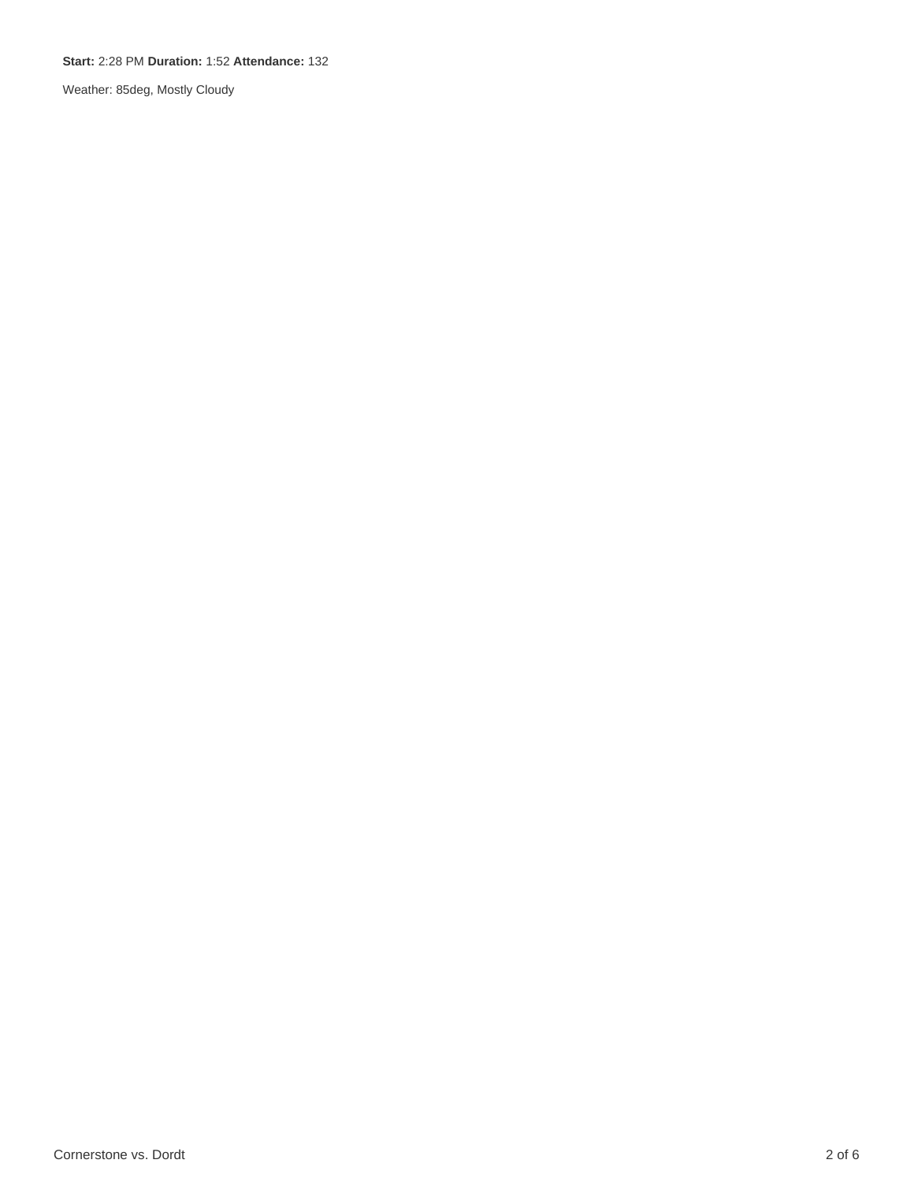**Start:** 2:28 PM **Duration:** 1:52 **Attendance:** 132

Weather: 85deg, Mostly Cloudy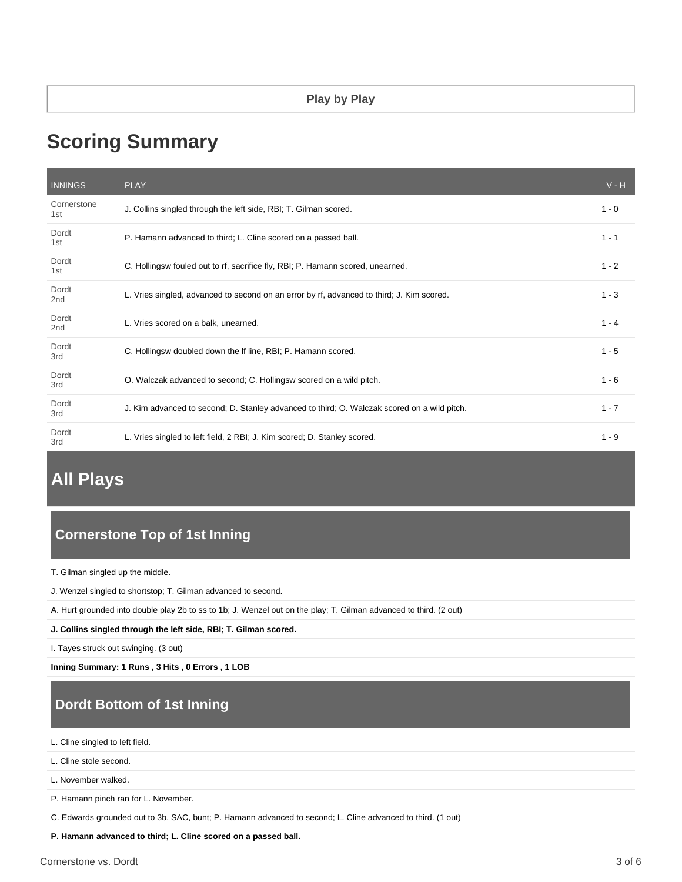**Play by Play**

# Scoring Summary

| INNINGS | PLAY | V - H |
| --- | --- | --- |
| Cornerstone 1st | J. Collins singled through the left side, RBI; T. Gilman scored. | 1 - 0 |
| Dordt 1st | P. Hamann advanced to third; L. Cline scored on a passed ball. | 1 - 1 |
| Dordt 1st | C. Hollingsw fouled out to rf, sacrifice fly, RBI; P. Hamann scored, unearned. | 1 - 2 |
| Dordt 2nd | L. Vries singled, advanced to second on an error by rf, advanced to third; J. Kim scored. | 1 - 3 |
| Dordt 2nd | L. Vries scored on a balk, unearned. | 1 - 4 |
| Dordt 3rd | C. Hollingsw doubled down the lf line, RBI; P. Hamann scored. | 1 - 5 |
| Dordt 3rd | O. Walczak advanced to second; C. Hollingsw scored on a wild pitch. | 1 - 6 |
| Dordt 3rd | J. Kim advanced to second; D. Stanley advanced to third; O. Walczak scored on a wild pitch. | 1 - 7 |
| Dordt 3rd | L. Vries singled to left field, 2 RBI; J. Kim scored; D. Stanley scored. | 1 - 9 |

## All Plays

### Cornerstone Top of 1st Inning

T. Gilman singled up the middle.

J. Wenzel singled to shortstop; T. Gilman advanced to second.

A. Hurt grounded into double play 2b to ss to 1b; J. Wenzel out on the play; T. Gilman advanced to third. (2 out)

**J. Collins singled through the left side, RBI; T. Gilman scored.**

I. Tayes struck out swinging. (3 out)

**Inning Summary: 1 Runs , 3 Hits , 0 Errors , 1 LOB**

### Dordt Bottom of 1st Inning

L. Cline singled to left field.

L. Cline stole second.

L. November walked.

P. Hamann pinch ran for L. November.

C. Edwards grounded out to 3b, SAC, bunt; P. Hamann advanced to second; L. Cline advanced to third. (1 out)

**P. Hamann advanced to third; L. Cline scored on a passed ball.**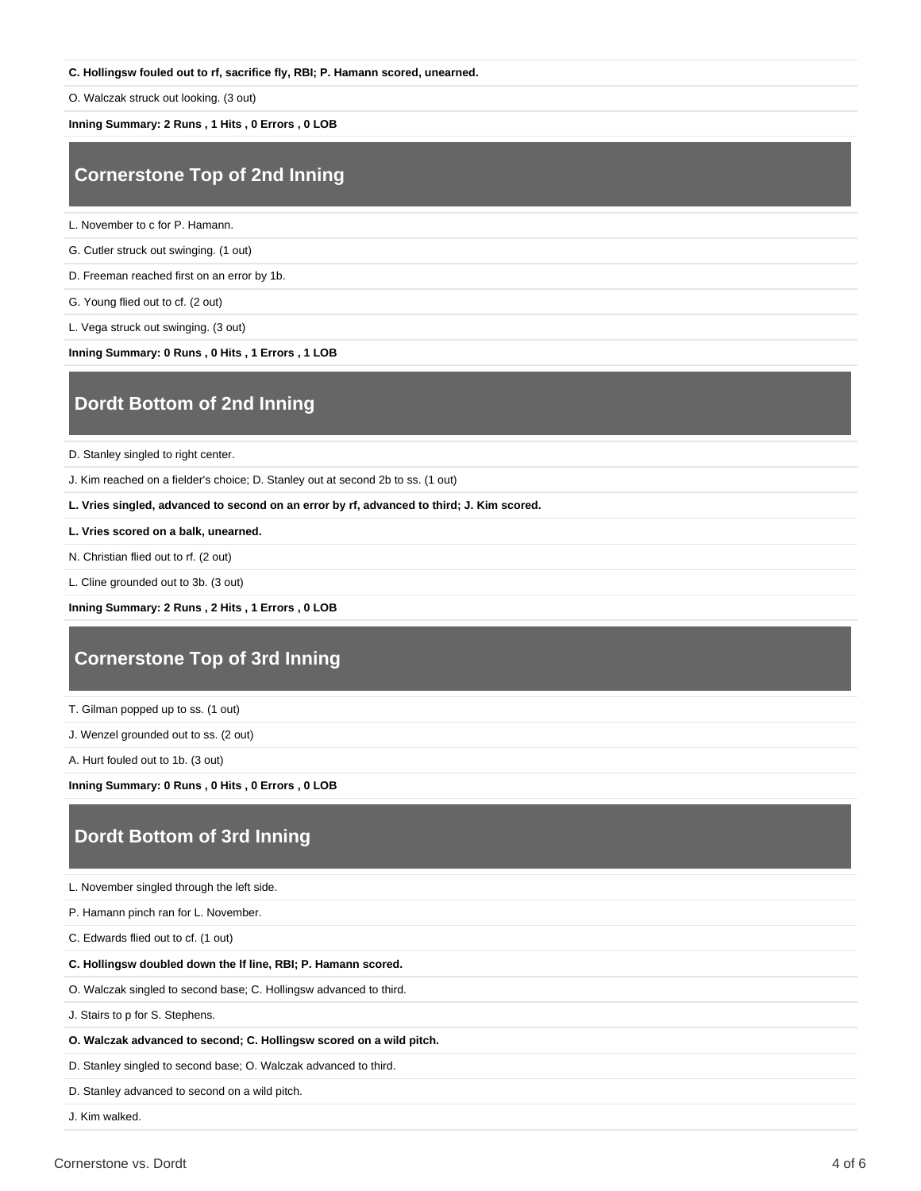**C. Hollingsw fouled out to rf, sacrifice fly, RBI; P. Hamann scored, unearned.**

O. Walczak struck out looking. (3 out)

**Inning Summary: 2 Runs , 1 Hits , 0 Errors , 0 LOB**

## Cornerstone Top of 2nd Inning

L. November to c for P. Hamann.

G. Cutler struck out swinging. (1 out)

D. Freeman reached first on an error by 1b.

G. Young flied out to cf. (2 out)

L. Vega struck out swinging. (3 out)

**Inning Summary: 0 Runs , 0 Hits , 1 Errors , 1 LOB**

## Dordt Bottom of 2nd Inning

D. Stanley singled to right center.

J. Kim reached on a fielder's choice; D. Stanley out at second 2b to ss. (1 out)

**L. Vries singled, advanced to second on an error by rf, advanced to third; J. Kim scored.**

**L. Vries scored on a balk, unearned.**

N. Christian flied out to rf. (2 out)

L. Cline grounded out to 3b. (3 out)

**Inning Summary: 2 Runs , 2 Hits , 1 Errors , 0 LOB**

## Cornerstone Top of 3rd Inning

T. Gilman popped up to ss. (1 out)

J. Wenzel grounded out to ss. (2 out)

A. Hurt fouled out to 1b. (3 out)

**Inning Summary: 0 Runs , 0 Hits , 0 Errors , 0 LOB**

## Dordt Bottom of 3rd Inning

L. November singled through the left side.

P. Hamann pinch ran for L. November.

C. Edwards flied out to cf. (1 out)

**C. Hollingsw doubled down the lf line, RBI; P. Hamann scored.**

O. Walczak singled to second base; C. Hollingsw advanced to third.

J. Stairs to p for S. Stephens.

**O. Walczak advanced to second; C. Hollingsw scored on a wild pitch.**

D. Stanley singled to second base; O. Walczak advanced to third.

D. Stanley advanced to second on a wild pitch.

J. Kim walked.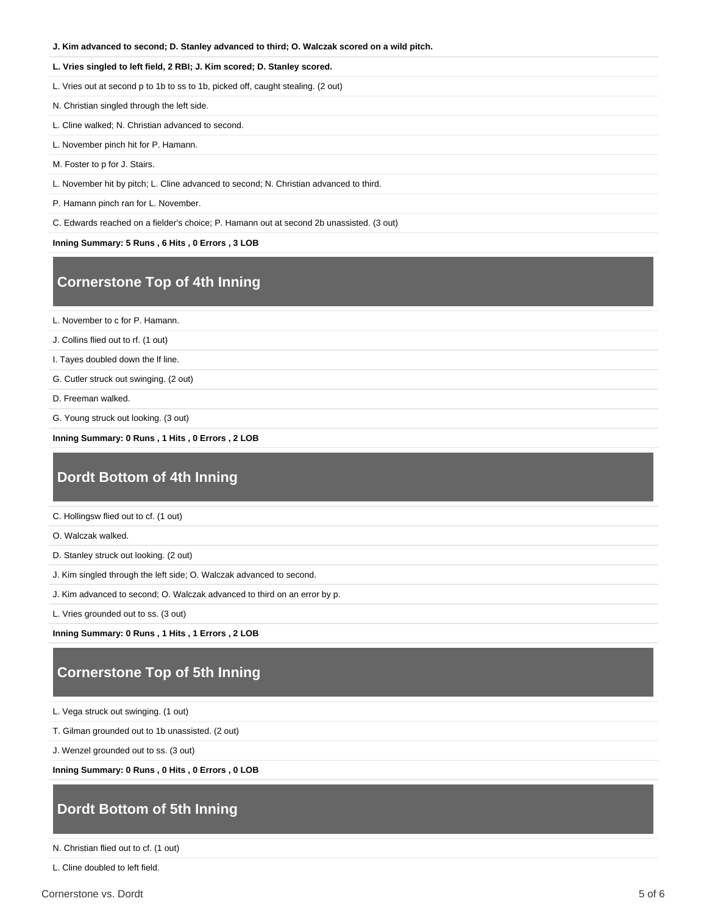**J. Kim advanced to second; D. Stanley advanced to third; O. Walczak scored on a wild pitch.**

**L. Vries singled to left field, 2 RBI; J. Kim scored; D. Stanley scored.**

L. Vries out at second p to 1b to ss to 1b, picked off, caught stealing. (2 out)

N. Christian singled through the left side.

L. Cline walked; N. Christian advanced to second.

L. November pinch hit for P. Hamann.

M. Foster to p for J. Stairs.

L. November hit by pitch; L. Cline advanced to second; N. Christian advanced to third.

P. Hamann pinch ran for L. November.

C. Edwards reached on a fielder's choice; P. Hamann out at second 2b unassisted. (3 out)

**Inning Summary: 5 Runs , 6 Hits , 0 Errors , 3 LOB**

## Cornerstone Top of 4th Inning

L. November to c for P. Hamann.

J. Collins flied out to rf. (1 out)

I. Tayes doubled down the lf line.

G. Cutler struck out swinging. (2 out)

D. Freeman walked.

G. Young struck out looking. (3 out)

**Inning Summary: 0 Runs , 1 Hits , 0 Errors , 2 LOB**

## Dordt Bottom of 4th Inning

C. Hollingsw flied out to cf. (1 out)

O. Walczak walked.

D. Stanley struck out looking. (2 out)

J. Kim singled through the left side; O. Walczak advanced to second.

J. Kim advanced to second; O. Walczak advanced to third on an error by p.

L. Vries grounded out to ss. (3 out)

**Inning Summary: 0 Runs , 1 Hits , 1 Errors , 2 LOB**

## Cornerstone Top of 5th Inning

L. Vega struck out swinging. (1 out)

T. Gilman grounded out to 1b unassisted. (2 out)

J. Wenzel grounded out to ss. (3 out)

**Inning Summary: 0 Runs , 0 Hits , 0 Errors , 0 LOB**

## Dordt Bottom of 5th Inning

N. Christian flied out to cf. (1 out)

L. Cline doubled to left field.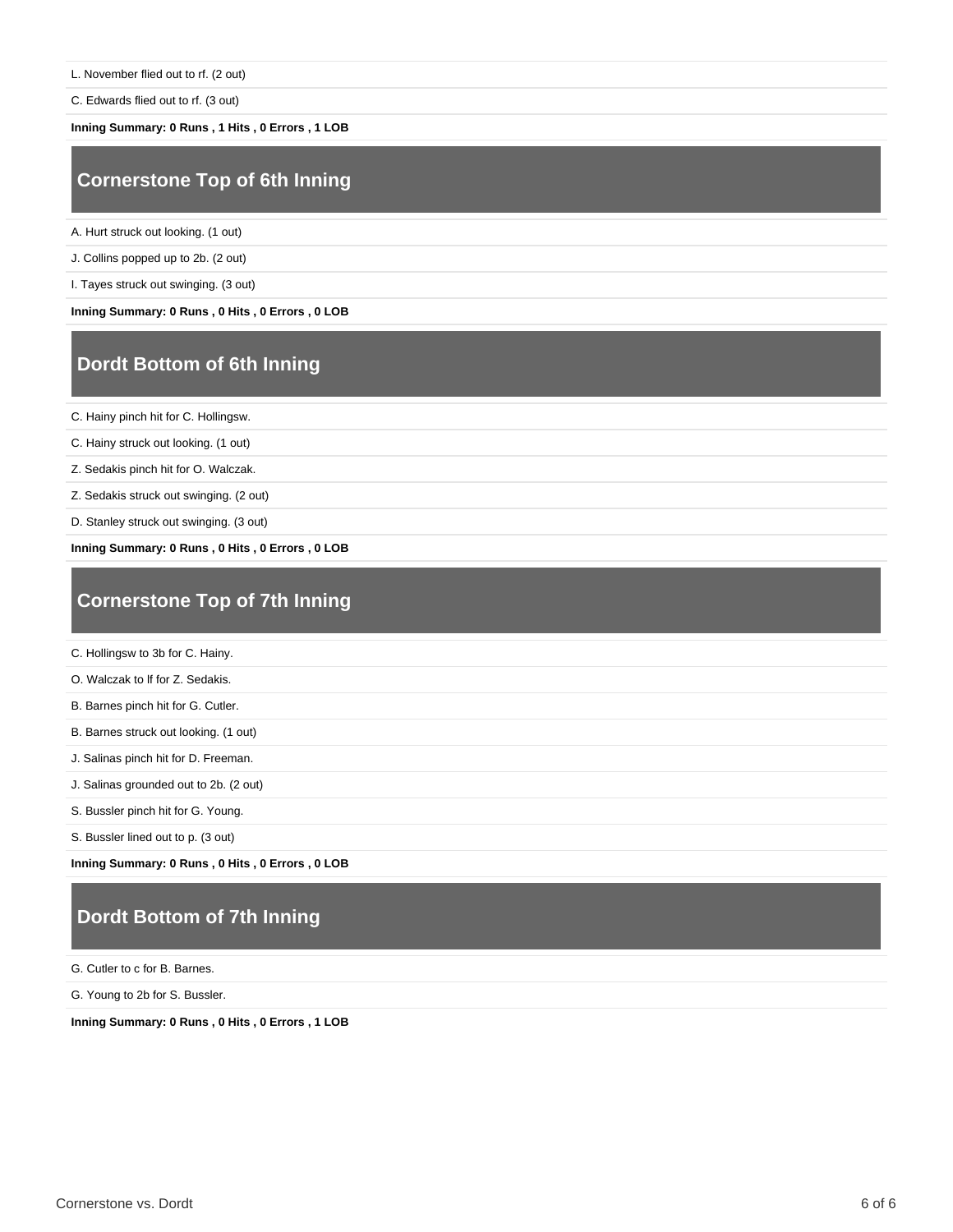L. November flied out to rf. (2 out)

C. Edwards flied out to rf. (3 out)

**Inning Summary: 0 Runs , 1 Hits , 0 Errors , 1 LOB**

## Cornerstone Top of 6th Inning

A. Hurt struck out looking. (1 out)

J. Collins popped up to 2b. (2 out)

I. Tayes struck out swinging. (3 out)

**Inning Summary: 0 Runs , 0 Hits , 0 Errors , 0 LOB**

## Dordt Bottom of 6th Inning

C. Hainy pinch hit for C. Hollingsw.

C. Hainy struck out looking. (1 out)

Z. Sedakis pinch hit for O. Walczak.

Z. Sedakis struck out swinging. (2 out)

D. Stanley struck out swinging. (3 out)

**Inning Summary: 0 Runs , 0 Hits , 0 Errors , 0 LOB**

## Cornerstone Top of 7th Inning

C. Hollingsw to 3b for C. Hainy.

O. Walczak to lf for Z. Sedakis.

B. Barnes pinch hit for G. Cutler.

B. Barnes struck out looking. (1 out)

J. Salinas pinch hit for D. Freeman.

J. Salinas grounded out to 2b. (2 out)

S. Bussler pinch hit for G. Young.

S. Bussler lined out to p. (3 out)

**Inning Summary: 0 Runs , 0 Hits , 0 Errors , 0 LOB**

## Dordt Bottom of 7th Inning

G. Cutler to c for B. Barnes.

G. Young to 2b for S. Bussler.

**Inning Summary: 0 Runs , 0 Hits , 0 Errors , 1 LOB**